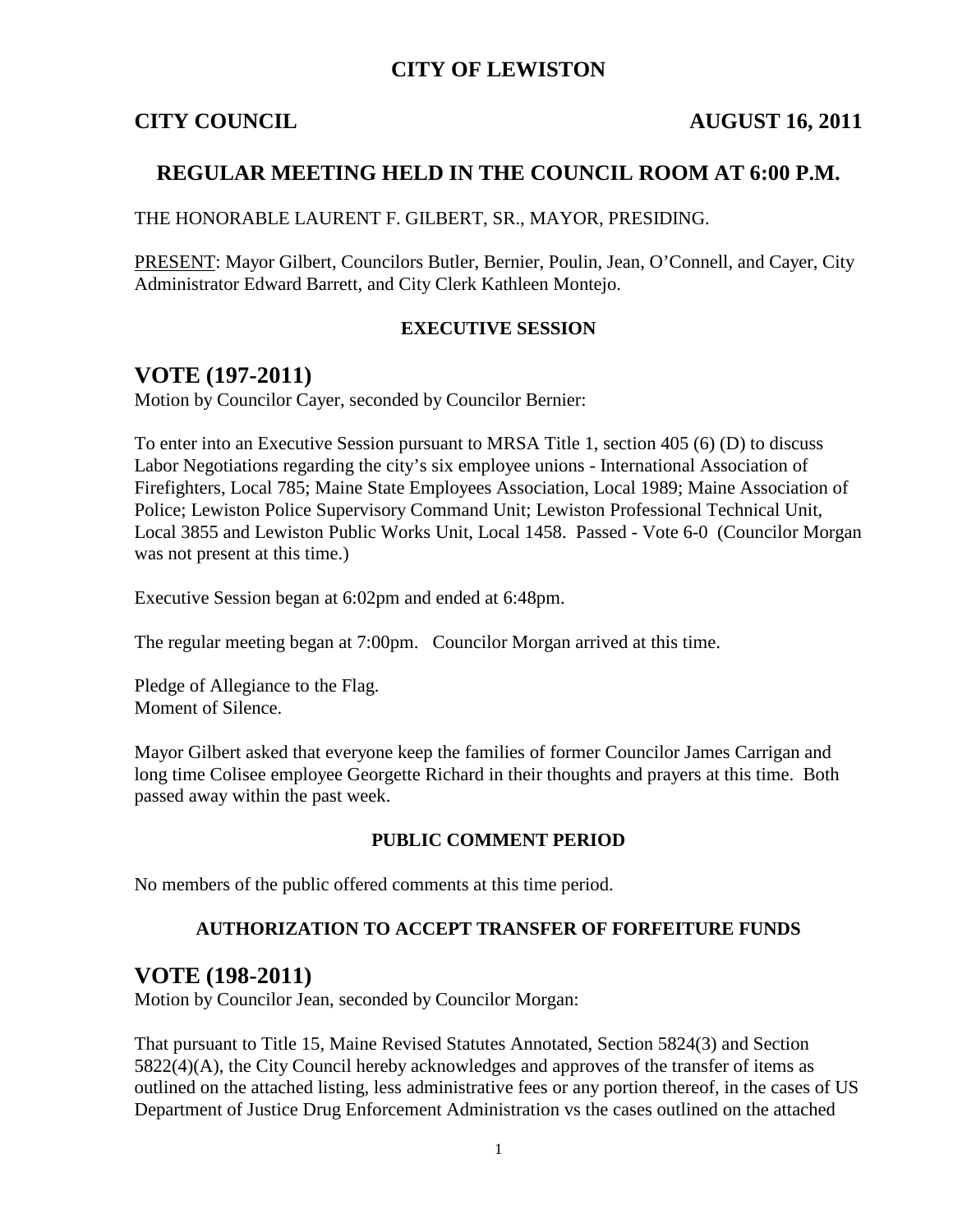# CITY OF LEWISTON

**CITY COUNCIL** **AUGUST 16, 2011**

## REGULAR MEETING HELD IN THE COUNCIL ROOM AT 6:00 P.M.

THE HONORABLE LAURENT F. GILBERT, SR., MAYOR, PRESIDING.

PRESENT: Mayor Gilbert, Councilors Butler, Bernier, Poulin, Jean, O'Connell, and Cayer, City Administrator Edward Barrett, and City Clerk Kathleen Montejo.

### EXECUTIVE SESSION

# VOTE (197-2011)

Motion by Councilor Cayer, seconded by Councilor Bernier:

To enter into an Executive Session pursuant to MRSA Title 1, section 405 (6) (D) to discuss Labor Negotiations regarding the city's six employee unions - International Association of Firefighters, Local 785; Maine State Employees Association, Local 1989; Maine Association of Police; Lewiston Police Supervisory Command Unit; Lewiston Professional Technical Unit, Local 3855 and Lewiston Public Works Unit, Local 1458. Passed - Vote 6-0 (Councilor Morgan was not present at this time.)

Executive Session began at 6:02pm and ended at 6:48pm.

The regular meeting began at 7:00pm. Councilor Morgan arrived at this time.

Pledge of Allegiance to the Flag.
Moment of Silence.

Mayor Gilbert asked that everyone keep the families of former Councilor James Carrigan and long time Colisee employee Georgette Richard in their thoughts and prayers at this time. Both passed away within the past week.

### PUBLIC COMMENT PERIOD

No members of the public offered comments at this time period.

### AUTHORIZATION TO ACCEPT TRANSFER OF FORFEITURE FUNDS

# VOTE (198-2011)

Motion by Councilor Jean, seconded by Councilor Morgan:

That pursuant to Title 15, Maine Revised Statutes Annotated, Section 5824(3) and Section 5822(4)(A), the City Council hereby acknowledges and approves of the transfer of items as outlined on the attached listing, less administrative fees or any portion thereof, in the cases of US Department of Justice Drug Enforcement Administration vs the cases outlined on the attached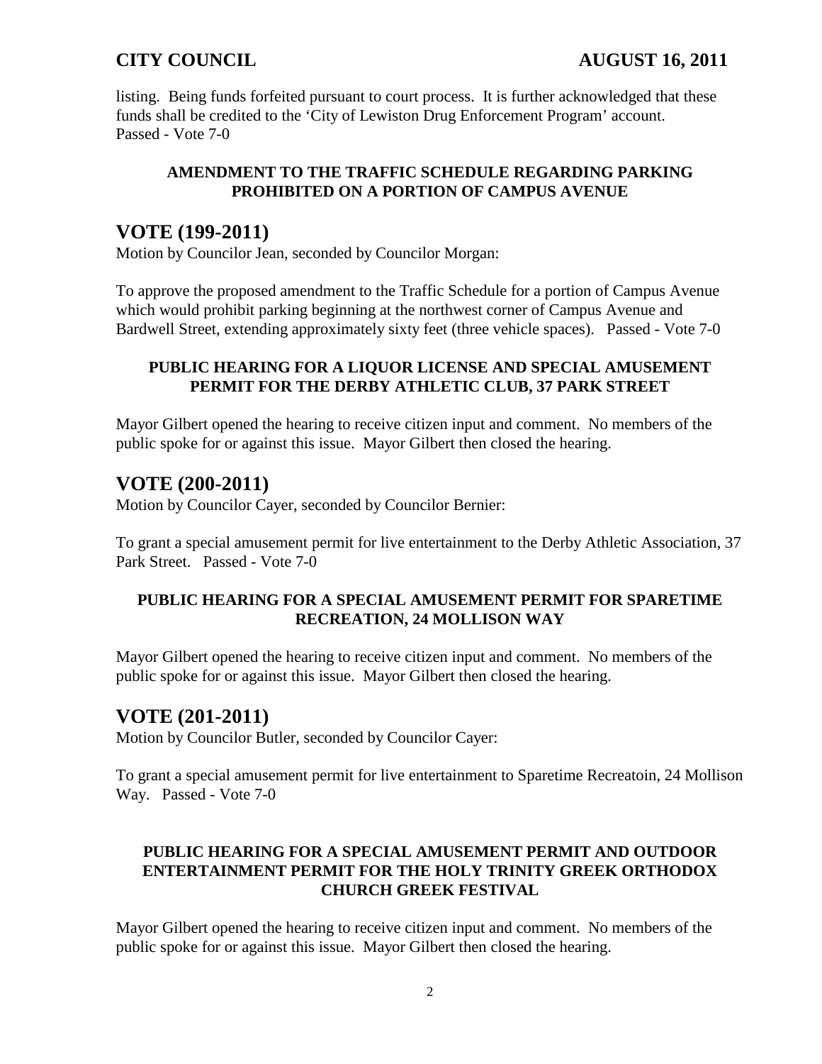listing. Being funds forfeited pursuant to court process. It is further acknowledged that these funds shall be credited to the 'City of Lewiston Drug Enforcement Program' account.
Passed - Vote 7-0

**AMENDMENT TO THE TRAFFIC SCHEDULE REGARDING PARKING PROHIBITED ON A PORTION OF CAMPUS AVENUE**

## VOTE (199-2011)

Motion by Councilor Jean, seconded by Councilor Morgan:

To approve the proposed amendment to the Traffic Schedule for a portion of Campus Avenue which would prohibit parking beginning at the northwest corner of Campus Avenue and Bardwell Street, extending approximately sixty feet (three vehicle spaces). Passed - Vote 7-0

**PUBLIC HEARING FOR A LIQUOR LICENSE AND SPECIAL AMUSEMENT PERMIT FOR THE DERBY ATHLETIC CLUB, 37 PARK STREET**

Mayor Gilbert opened the hearing to receive citizen input and comment. No members of the public spoke for or against this issue. Mayor Gilbert then closed the hearing.

## VOTE (200-2011)

Motion by Councilor Cayer, seconded by Councilor Bernier:

To grant a special amusement permit for live entertainment to the Derby Athletic Association, 37 Park Street. Passed - Vote 7-0

**PUBLIC HEARING FOR A SPECIAL AMUSEMENT PERMIT FOR SPARETIME RECREATION, 24 MOLLISON WAY**

Mayor Gilbert opened the hearing to receive citizen input and comment. No members of the public spoke for or against this issue. Mayor Gilbert then closed the hearing.

## VOTE (201-2011)

Motion by Councilor Butler, seconded by Councilor Cayer:

To grant a special amusement permit for live entertainment to Sparetime Recreatoin, 24 Mollison Way. Passed - Vote 7-0

**PUBLIC HEARING FOR A SPECIAL AMUSEMENT PERMIT AND OUTDOOR ENTERTAINMENT PERMIT FOR THE HOLY TRINITY GREEK ORTHODOX CHURCH GREEK FESTIVAL**

Mayor Gilbert opened the hearing to receive citizen input and comment. No members of the public spoke for or against this issue. Mayor Gilbert then closed the hearing.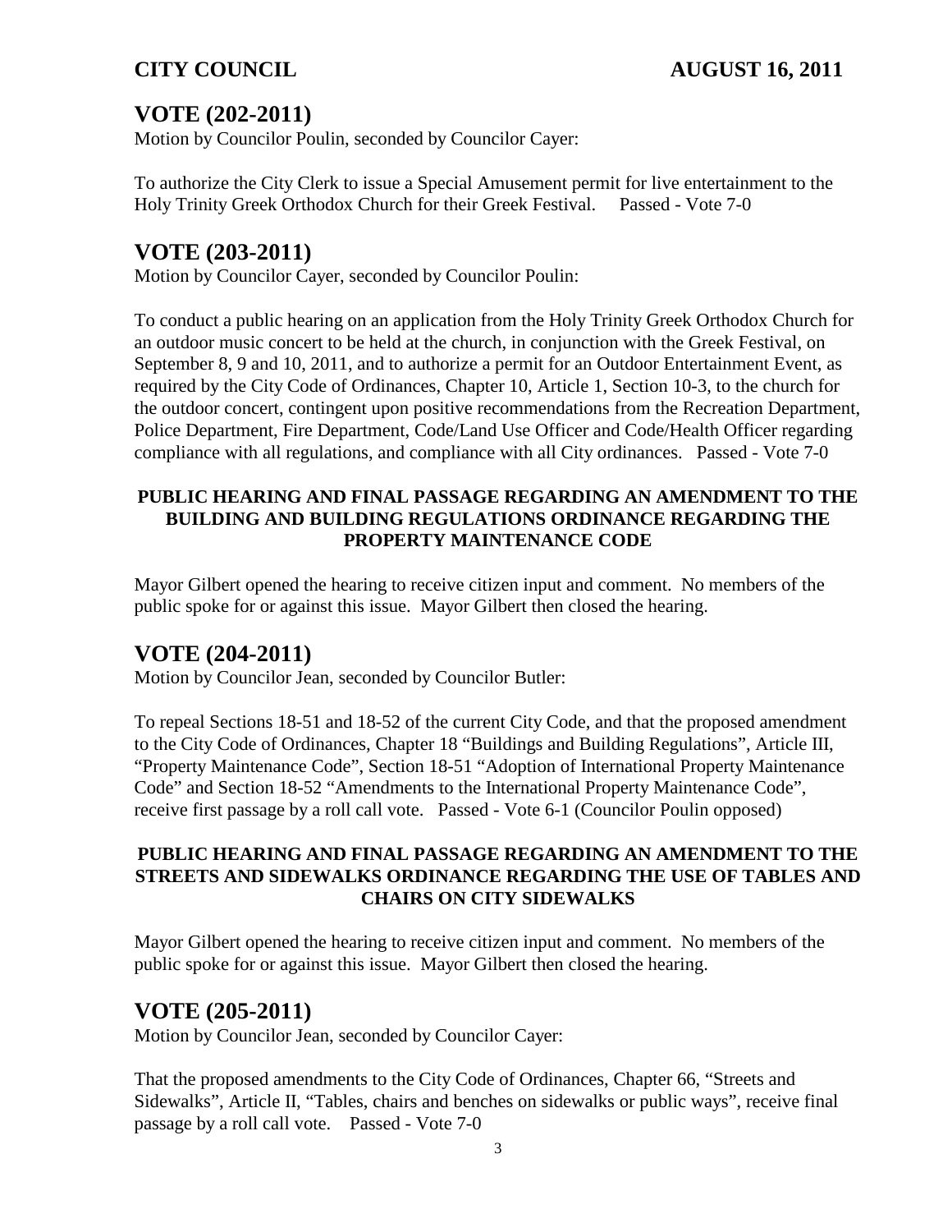## VOTE (202-2011)

Motion by Councilor Poulin, seconded by Councilor Cayer:

To authorize the City Clerk to issue a Special Amusement permit for live entertainment to the Holy Trinity Greek Orthodox Church for their Greek Festival. Passed - Vote 7-0

## VOTE (203-2011)

Motion by Councilor Cayer, seconded by Councilor Poulin:

To conduct a public hearing on an application from the Holy Trinity Greek Orthodox Church for an outdoor music concert to be held at the church, in conjunction with the Greek Festival, on September 8, 9 and 10, 2011, and to authorize a permit for an Outdoor Entertainment Event, as required by the City Code of Ordinances, Chapter 10, Article 1, Section 10-3, to the church for the outdoor concert, contingent upon positive recommendations from the Recreation Department, Police Department, Fire Department, Code/Land Use Officer and Code/Health Officer regarding compliance with all regulations, and compliance with all City ordinances. Passed - Vote 7-0

**PUBLIC HEARING AND FINAL PASSAGE REGARDING AN AMENDMENT TO THE BUILDING AND BUILDING REGULATIONS ORDINANCE REGARDING THE PROPERTY MAINTENANCE CODE**

Mayor Gilbert opened the hearing to receive citizen input and comment. No members of the public spoke for or against this issue. Mayor Gilbert then closed the hearing.

## VOTE (204-2011)

Motion by Councilor Jean, seconded by Councilor Butler:

To repeal Sections 18-51 and 18-52 of the current City Code, and that the proposed amendment to the City Code of Ordinances, Chapter 18 "Buildings and Building Regulations", Article III, "Property Maintenance Code", Section 18-51 "Adoption of International Property Maintenance Code" and Section 18-52 "Amendments to the International Property Maintenance Code", receive first passage by a roll call vote. Passed - Vote 6-1 (Councilor Poulin opposed)

**PUBLIC HEARING AND FINAL PASSAGE REGARDING AN AMENDMENT TO THE STREETS AND SIDEWALKS ORDINANCE REGARDING THE USE OF TABLES AND CHAIRS ON CITY SIDEWALKS**

Mayor Gilbert opened the hearing to receive citizen input and comment. No members of the public spoke for or against this issue. Mayor Gilbert then closed the hearing.

## VOTE (205-2011)

Motion by Councilor Jean, seconded by Councilor Cayer:

That the proposed amendments to the City Code of Ordinances, Chapter 66, "Streets and Sidewalks", Article II, "Tables, chairs and benches on sidewalks or public ways", receive final passage by a roll call vote. Passed - Vote 7-0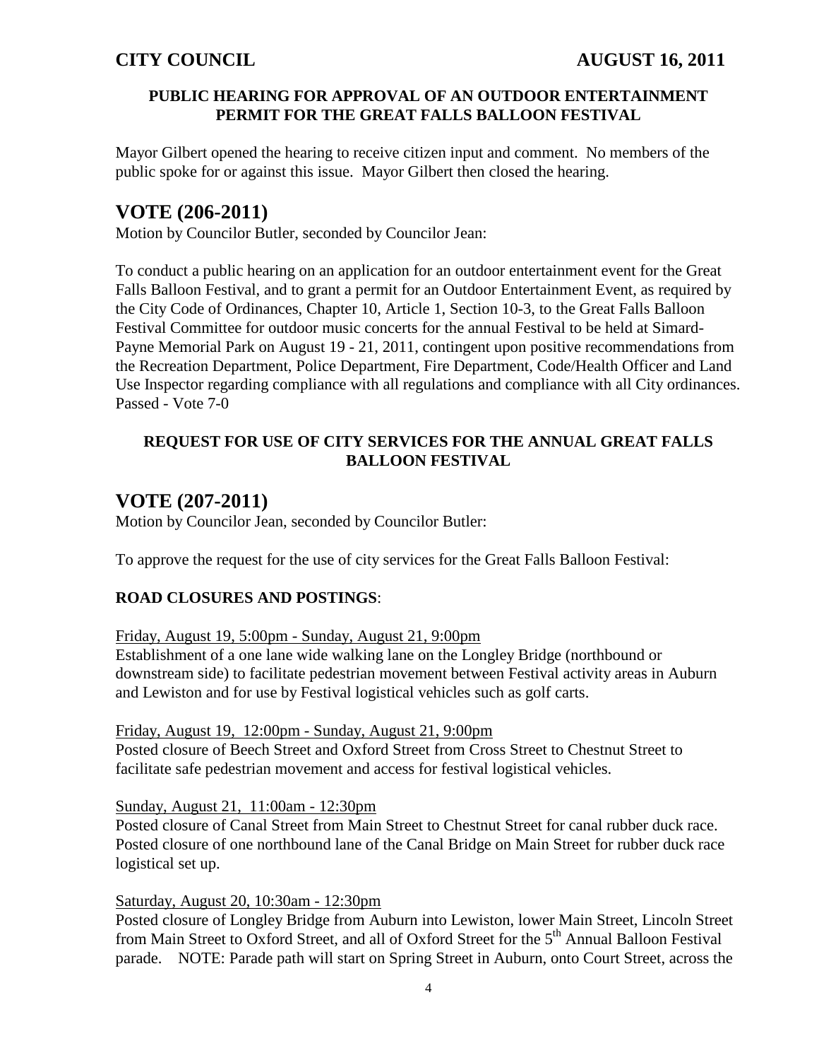### PUBLIC HEARING FOR APPROVAL OF AN OUTDOOR ENTERTAINMENT PERMIT FOR THE GREAT FALLS BALLOON FESTIVAL

Mayor Gilbert opened the hearing to receive citizen input and comment. No members of the public spoke for or against this issue. Mayor Gilbert then closed the hearing.

## VOTE (206-2011)

Motion by Councilor Butler, seconded by Councilor Jean:

To conduct a public hearing on an application for an outdoor entertainment event for the Great Falls Balloon Festival, and to grant a permit for an Outdoor Entertainment Event, as required by the City Code of Ordinances, Chapter 10, Article 1, Section 10-3, to the Great Falls Balloon Festival Committee for outdoor music concerts for the annual Festival to be held at Simard-Payne Memorial Park on August 19 - 21, 2011, contingent upon positive recommendations from the Recreation Department, Police Department, Fire Department, Code/Health Officer and Land Use Inspector regarding compliance with all regulations and compliance with all City ordinances.
Passed - Vote 7-0

### REQUEST FOR USE OF CITY SERVICES FOR THE ANNUAL GREAT FALLS BALLOON FESTIVAL

## VOTE (207-2011)

Motion by Councilor Jean, seconded by Councilor Butler:

To approve the request for the use of city services for the Great Falls Balloon Festival:

**ROAD CLOSURES AND POSTINGS**:

<u>Friday, August 19, 5:00pm - Sunday, August 21, 9:00pm</u>
Establishment of a one lane wide walking lane on the Longley Bridge (northbound or downstream side) to facilitate pedestrian movement between Festival activity areas in Auburn and Lewiston and for use by Festival logistical vehicles such as golf carts.

<u>Friday, August 19, 12:00pm - Sunday, August 21, 9:00pm</u>
Posted closure of Beech Street and Oxford Street from Cross Street to Chestnut Street to facilitate safe pedestrian movement and access for festival logistical vehicles.

<u>Sunday, August 21, 11:00am - 12:30pm</u>
Posted closure of Canal Street from Main Street to Chestnut Street for canal rubber duck race. Posted closure of one northbound lane of the Canal Bridge on Main Street for rubber duck race logistical set up.

<u>Saturday, August 20, 10:30am - 12:30pm</u>
Posted closure of Longley Bridge from Auburn into Lewiston, lower Main Street, Lincoln Street from Main Street to Oxford Street, and all of Oxford Street for the 5th Annual Balloon Festival parade. NOTE: Parade path will start on Spring Street in Auburn, onto Court Street, across the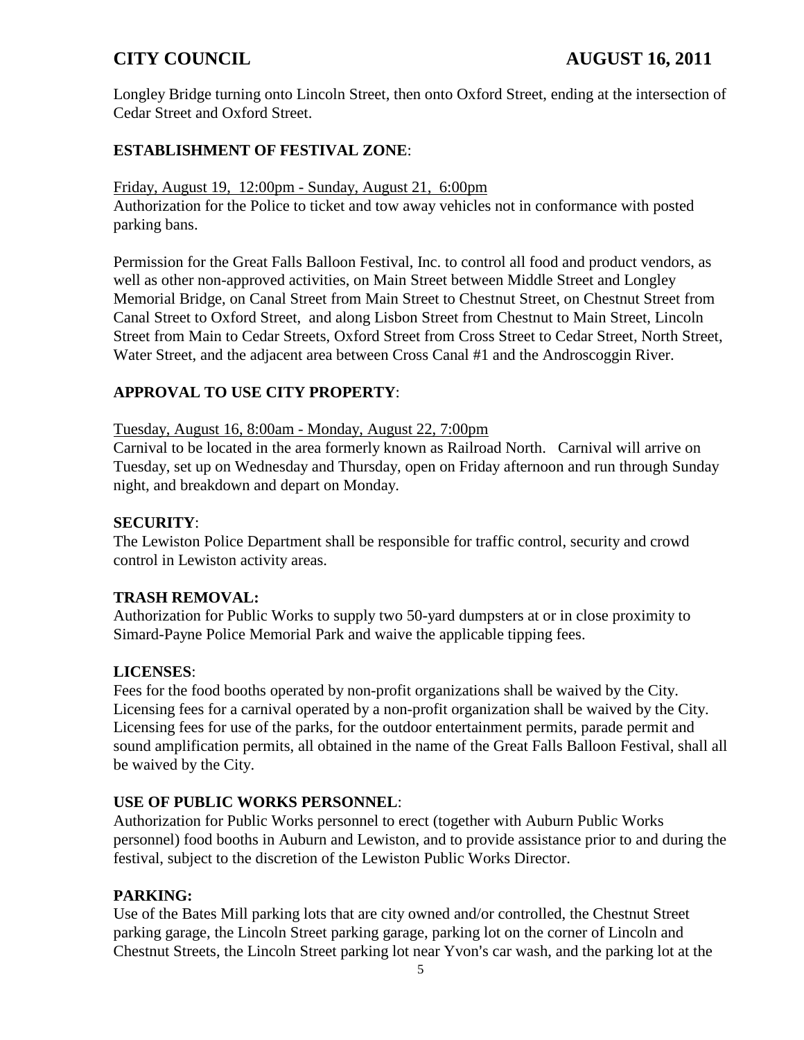Longley Bridge turning onto Lincoln Street, then onto Oxford Street, ending at the intersection of Cedar Street and Oxford Street.

**ESTABLISHMENT OF FESTIVAL ZONE**:

Friday, August 19, 12:00pm - Sunday, August 21, 6:00pm

Authorization for the Police to ticket and tow away vehicles not in conformance with posted parking bans.

Permission for the Great Falls Balloon Festival, Inc. to control all food and product vendors, as well as other non-approved activities, on Main Street between Middle Street and Longley Memorial Bridge, on Canal Street from Main Street to Chestnut Street, on Chestnut Street from Canal Street to Oxford Street, and along Lisbon Street from Chestnut to Main Street, Lincoln Street from Main to Cedar Streets, Oxford Street from Cross Street to Cedar Street, North Street, Water Street, and the adjacent area between Cross Canal #1 and the Androscoggin River.

**APPROVAL TO USE CITY PROPERTY**:

Tuesday, August 16, 8:00am - Monday, August 22, 7:00pm

Carnival to be located in the area formerly known as Railroad North. Carnival will arrive on Tuesday, set up on Wednesday and Thursday, open on Friday afternoon and run through Sunday night, and breakdown and depart on Monday.

**SECURITY**:

The Lewiston Police Department shall be responsible for traffic control, security and crowd control in Lewiston activity areas.

**TRASH REMOVAL:**

Authorization for Public Works to supply two 50-yard dumpsters at or in close proximity to Simard-Payne Police Memorial Park and waive the applicable tipping fees.

**LICENSES**:

Fees for the food booths operated by non-profit organizations shall be waived by the City. Licensing fees for a carnival operated by a non-profit organization shall be waived by the City. Licensing fees for use of the parks, for the outdoor entertainment permits, parade permit and sound amplification permits, all obtained in the name of the Great Falls Balloon Festival, shall all be waived by the City.

**USE OF PUBLIC WORKS PERSONNEL**:

Authorization for Public Works personnel to erect (together with Auburn Public Works personnel) food booths in Auburn and Lewiston, and to provide assistance prior to and during the festival, subject to the discretion of the Lewiston Public Works Director.

**PARKING:**

Use of the Bates Mill parking lots that are city owned and/or controlled, the Chestnut Street parking garage, the Lincoln Street parking garage, parking lot on the corner of Lincoln and Chestnut Streets, the Lincoln Street parking lot near Yvon's car wash, and the parking lot at the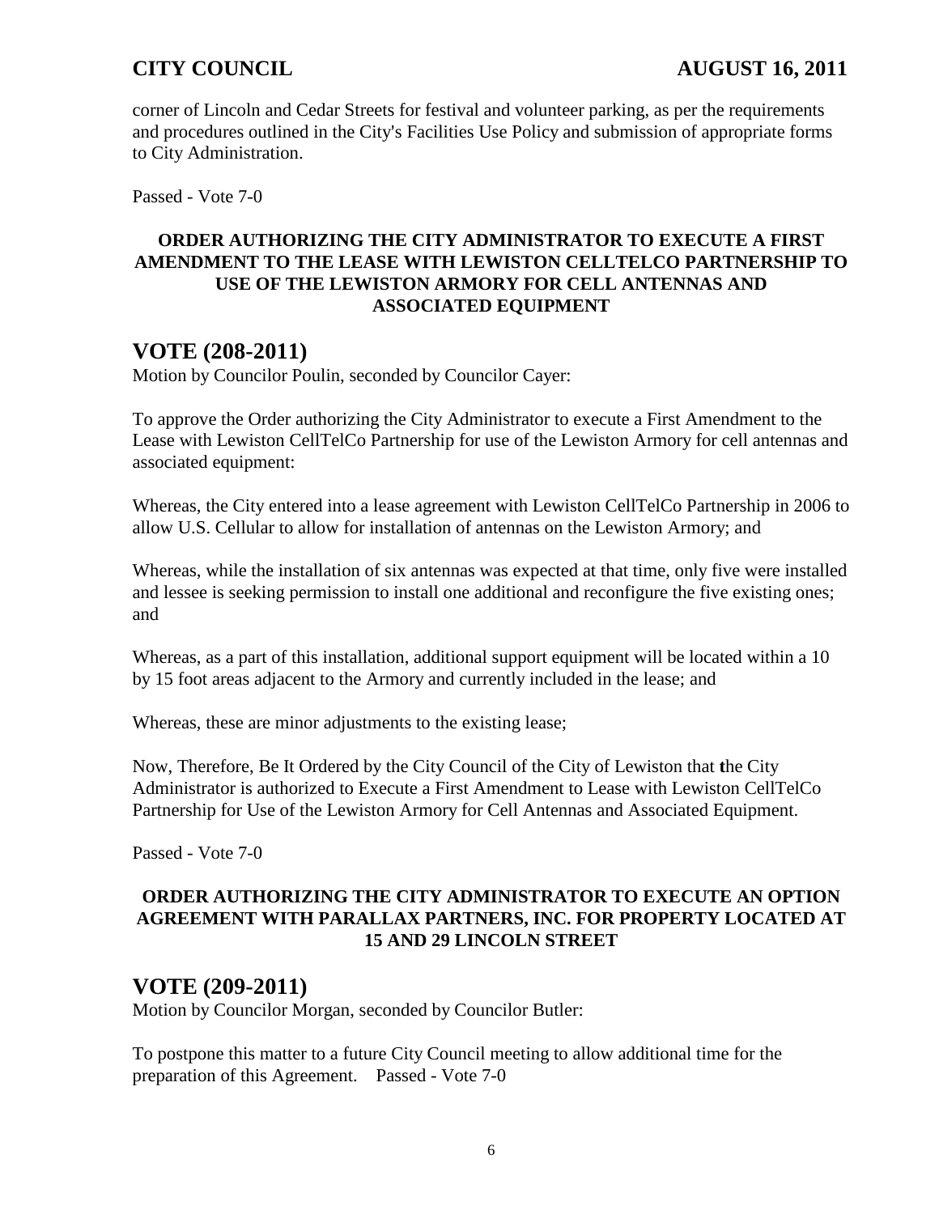corner of Lincoln and Cedar Streets for festival and volunteer parking, as per the requirements and procedures outlined in the City's Facilities Use Policy and submission of appropriate forms to City Administration.

Passed - Vote 7-0

**ORDER AUTHORIZING THE CITY ADMINISTRATOR TO EXECUTE A FIRST AMENDMENT TO THE LEASE WITH LEWISTON CELLTELCO PARTNERSHIP TO USE OF THE LEWISTON ARMORY FOR CELL ANTENNAS AND ASSOCIATED EQUIPMENT**

## VOTE (208-2011)

Motion by Councilor Poulin, seconded by Councilor Cayer:

To approve the Order authorizing the City Administrator to execute a First Amendment to the Lease with Lewiston CellTelCo Partnership for use of the Lewiston Armory for cell antennas and associated equipment:

Whereas, the City entered into a lease agreement with Lewiston CellTelCo Partnership in 2006 to allow U.S. Cellular to allow for installation of antennas on the Lewiston Armory; and

Whereas, while the installation of six antennas was expected at that time, only five were installed and lessee is seeking permission to install one additional and reconfigure the five existing ones; and

Whereas, as a part of this installation, additional support equipment will be located within a 10 by 15 foot areas adjacent to the Armory and currently included in the lease; and

Whereas, these are minor adjustments to the existing lease;

Now, Therefore, Be It Ordered by the City Council of the City of Lewiston that the City Administrator is authorized to Execute a First Amendment to Lease with Lewiston CellTelCo Partnership for Use of the Lewiston Armory for Cell Antennas and Associated Equipment.

Passed - Vote 7-0

**ORDER AUTHORIZING THE CITY ADMINISTRATOR TO EXECUTE AN OPTION AGREEMENT WITH PARALLAX PARTNERS, INC. FOR PROPERTY LOCATED AT 15 AND 29 LINCOLN STREET**

## VOTE (209-2011)

Motion by Councilor Morgan, seconded by Councilor Butler:

To postpone this matter to a future City Council meeting to allow additional time for the preparation of this Agreement. Passed - Vote 7-0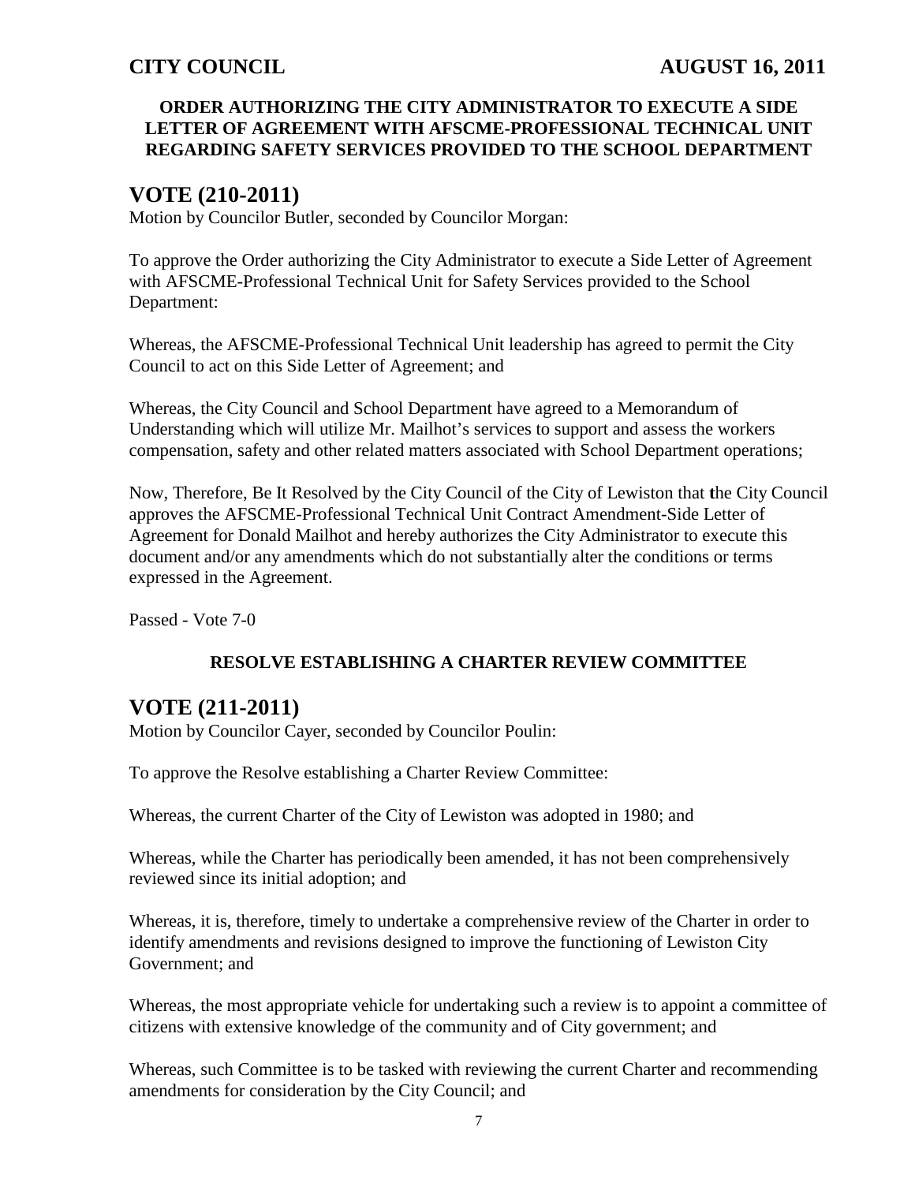**ORDER AUTHORIZING THE CITY ADMINISTRATOR TO EXECUTE A SIDE LETTER OF AGREEMENT WITH AFSCME-PROFESSIONAL TECHNICAL UNIT REGARDING SAFETY SERVICES PROVIDED TO THE SCHOOL DEPARTMENT**

# VOTE (210-2011)

Motion by Councilor Butler, seconded by Councilor Morgan:

To approve the Order authorizing the City Administrator to execute a Side Letter of Agreement with AFSCME-Professional Technical Unit for Safety Services provided to the School Department:

Whereas, the AFSCME-Professional Technical Unit leadership has agreed to permit the City Council to act on this Side Letter of Agreement; and

Whereas, the City Council and School Department have agreed to a Memorandum of Understanding which will utilize Mr. Mailhot's services to support and assess the workers compensation, safety and other related matters associated with School Department operations;

Now, Therefore, Be It Resolved by the City Council of the City of Lewiston that the City Council approves the AFSCME-Professional Technical Unit Contract Amendment-Side Letter of Agreement for Donald Mailhot and hereby authorizes the City Administrator to execute this document and/or any amendments which do not substantially alter the conditions or terms expressed in the Agreement.

Passed - Vote 7-0

**RESOLVE ESTABLISHING A CHARTER REVIEW COMMITTEE**

# VOTE (211-2011)

Motion by Councilor Cayer, seconded by Councilor Poulin:

To approve the Resolve establishing a Charter Review Committee:

Whereas, the current Charter of the City of Lewiston was adopted in 1980; and

Whereas, while the Charter has periodically been amended, it has not been comprehensively reviewed since its initial adoption; and

Whereas, it is, therefore, timely to undertake a comprehensive review of the Charter in order to identify amendments and revisions designed to improve the functioning of Lewiston City Government; and

Whereas, the most appropriate vehicle for undertaking such a review is to appoint a committee of citizens with extensive knowledge of the community and of City government; and

Whereas, such Committee is to be tasked with reviewing the current Charter and recommending amendments for consideration by the City Council; and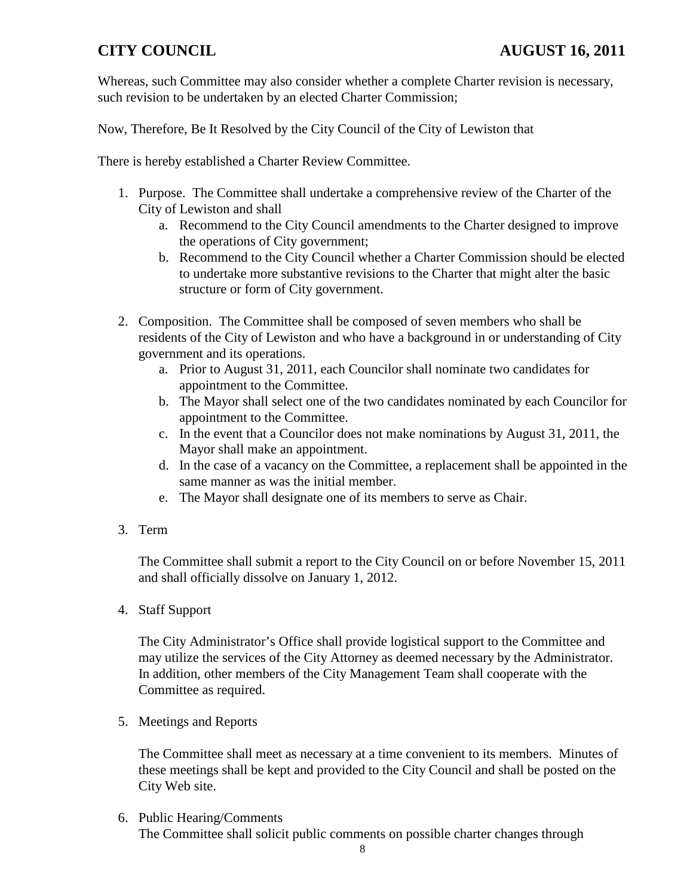Whereas, such Committee may also consider whether a complete Charter revision is necessary, such revision to be undertaken by an elected Charter Commission;

Now, Therefore, Be It Resolved by the City Council of the City of Lewiston that

There is hereby established a Charter Review Committee.

1. Purpose. The Committee shall undertake a comprehensive review of the Charter of the City of Lewiston and shall
   a. Recommend to the City Council amendments to the Charter designed to improve the operations of City government;
   b. Recommend to the City Council whether a Charter Commission should be elected to undertake more substantive revisions to the Charter that might alter the basic structure or form of City government.

2. Composition. The Committee shall be composed of seven members who shall be residents of the City of Lewiston and who have a background in or understanding of City government and its operations.
   a. Prior to August 31, 2011, each Councilor shall nominate two candidates for appointment to the Committee.
   b. The Mayor shall select one of the two candidates nominated by each Councilor for appointment to the Committee.
   c. In the event that a Councilor does not make nominations by August 31, 2011, the Mayor shall make an appointment.
   d. In the case of a vacancy on the Committee, a replacement shall be appointed in the same manner as was the initial member.
   e. The Mayor shall designate one of its members to serve as Chair.

3. Term

   The Committee shall submit a report to the City Council on or before November 15, 2011 and shall officially dissolve on January 1, 2012.

4. Staff Support

   The City Administrator's Office shall provide logistical support to the Committee and may utilize the services of the City Attorney as deemed necessary by the Administrator. In addition, other members of the City Management Team shall cooperate with the Committee as required.

5. Meetings and Reports

   The Committee shall meet as necessary at a time convenient to its members. Minutes of these meetings shall be kept and provided to the City Council and shall be posted on the City Web site.

6. Public Hearing/Comments
   The Committee shall solicit public comments on possible charter changes through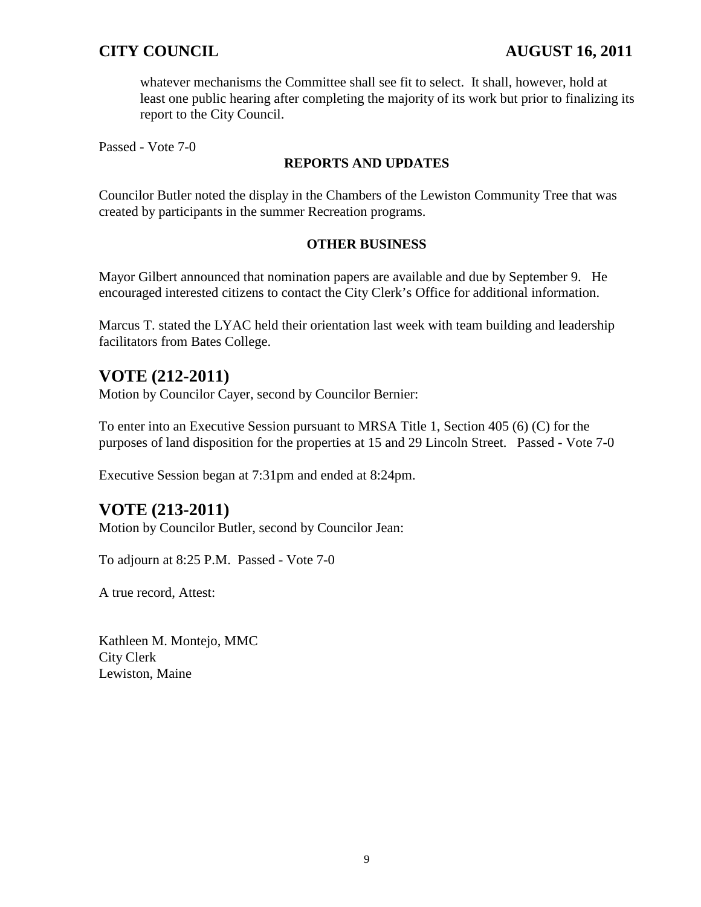whatever mechanisms the Committee shall see fit to select. It shall, however, hold at least one public hearing after completing the majority of its work but prior to finalizing its report to the City Council.

Passed - Vote 7-0

**REPORTS AND UPDATES**

Councilor Butler noted the display in the Chambers of the Lewiston Community Tree that was created by participants in the summer Recreation programs.

**OTHER BUSINESS**

Mayor Gilbert announced that nomination papers are available and due by September 9. He encouraged interested citizens to contact the City Clerk's Office for additional information.

Marcus T. stated the LYAC held their orientation last week with team building and leadership facilitators from Bates College.

## VOTE (212-2011)

Motion by Councilor Cayer, second by Councilor Bernier:

To enter into an Executive Session pursuant to MRSA Title 1, Section 405 (6) (C) for the purposes of land disposition for the properties at 15 and 29 Lincoln Street. Passed - Vote 7-0

Executive Session began at 7:31pm and ended at 8:24pm.

## VOTE (213-2011)

Motion by Councilor Butler, second by Councilor Jean:

To adjourn at 8:25 P.M. Passed - Vote 7-0

A true record, Attest:

Kathleen M. Montejo, MMC
City Clerk
Lewiston, Maine